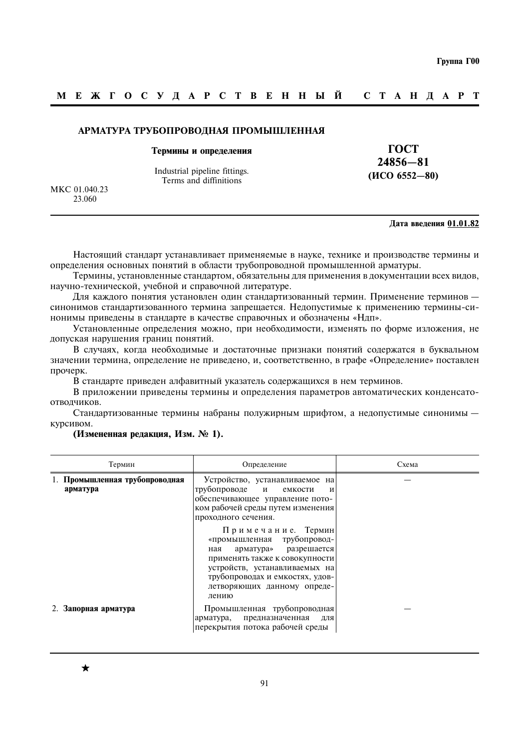Группа Г00

**М Е Ж Г О С У Д А Р С Т В Е Н Н Ы Й   С Т А Н Д А Р Т**

# АРМАТУРА ТРУБОПРОВОДНАЯ ПРОМЫШЛЕННАЯ

**Термины и определения**

Industrial pipeline fittings.
Terms and diffinitions

**ГОСТ 24856—81 (ИСО 6552—80)**

МКС 01.040.23
23.060

**Дата введения 01.01.82**

Настоящий стандарт устанавливает применяемые в науке, технике и производстве термины и определения основных понятий в области трубопроводной промышленной арматуры.

Термины, установленные стандартом, обязательны для применения в документации всех видов, научно-технической, учебной и справочной литературе.

Для каждого понятия установлен один стандартизованный термин. Применение терминов — синонимов стандартизованного термина запрещается. Недопустимые к применению термины-синонимы приведены в стандарте в качестве справочных и обозначены «Ндп».

Установленные определения можно, при необходимости, изменять по форме изложения, не допуская нарушения границ понятий.

В случаях, когда необходимые и достаточные признаки понятий содержатся в буквальном значении термина, определение не приведено, и, соответственно, в графе «Определение» поставлен прочерк.

В стандарте приведен алфавитный указатель содержащихся в нем терминов.

В приложении приведены термины и определения параметров автоматических конденсатоотводчиков.

Стандартизованные термины набраны полужирным шрифтом, а недопустимые синонимы — курсивом.

**(Измененная редакция, Изм. № 1).**

| Термин | Определение | Схема |
|---|---|---|
| 1. **Промышленная трубопроводная арматура** | Устройство, устанавливаемое на трубопроводе и емкости и обеспечивающее управление потоком рабочей среды путем изменения проходного сечения.<br><br>Примечание. Термин «промышленная трубопроводная арматура» разрешается применять также к совокупности устройств, устанавливаемых на трубопроводах и емкостях, удовлетворяющих данному определению | — |
| 2. **Запорная арматура** | Промышленная трубопроводная арматура, предназначенная для перекрытия потока рабочей среды | — |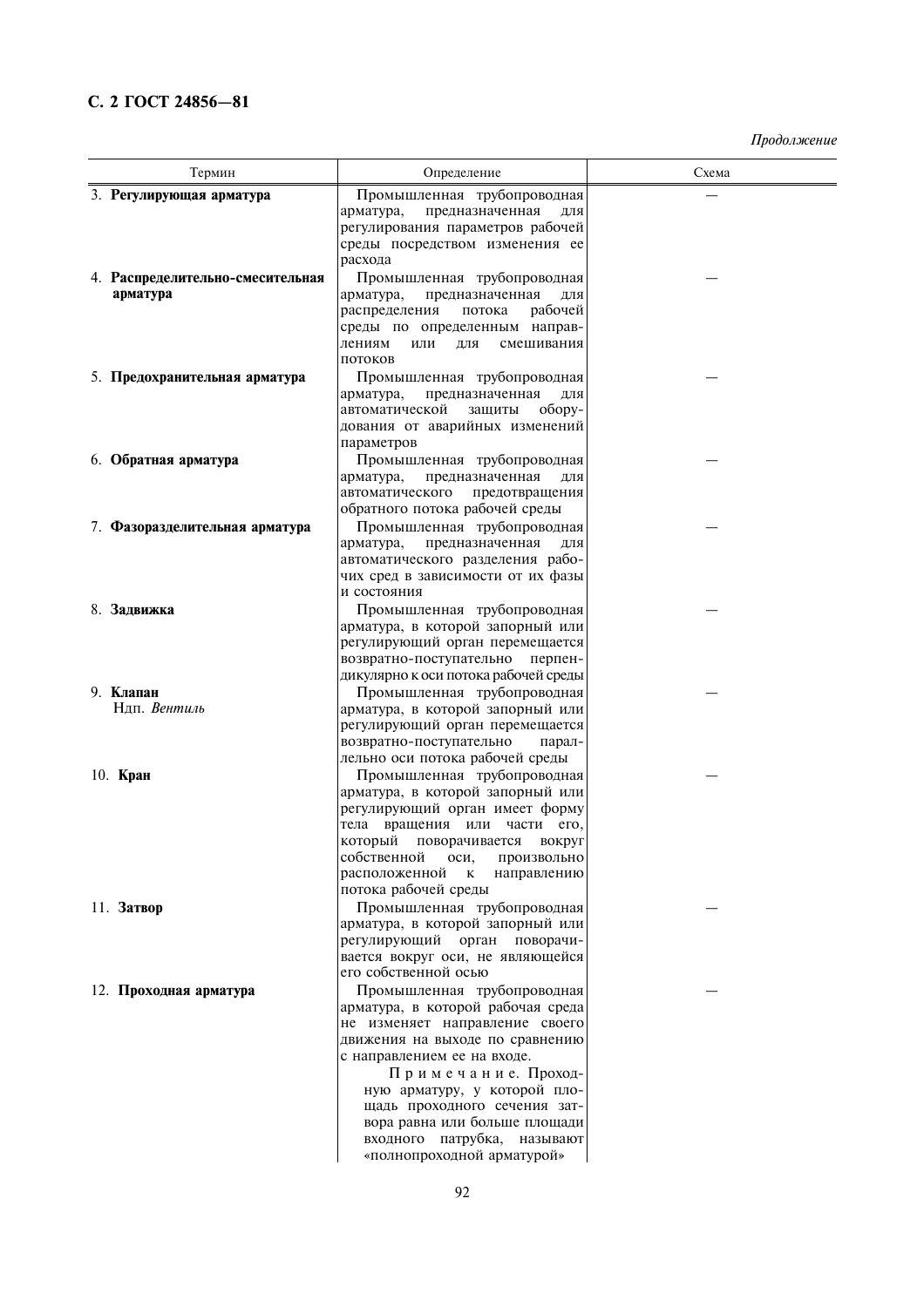*Продолжение*

| Термин | Определение | Схема |
|---|---|---|
| 3. **Регулирующая арматура** | Промышленная трубопроводная арматура, предназначенная для регулирования параметров рабочей среды посредством изменения ее расхода | — |
| 4. **Распределительно-смесительная арматура** | Промышленная трубопроводная арматура, предназначенная для распределения потока рабочей среды по определенным направлениям или для смешивания потоков | — |
| 5. **Предохранительная арматура** | Промышленная трубопроводная арматура, предназначенная для автоматической защиты оборудования от аварийных изменений параметров | — |
| 6. **Обратная арматура** | Промышленная трубопроводная арматура, предназначенная для автоматического предотвращения обратного потока рабочей среды | — |
| 7. **Фазоразделительная арматура** | Промышленная трубопроводная арматура, предназначенная для автоматического разделения рабочих сред в зависимости от их фазы и состояния | — |
| 8. **Задвижка** | Промышленная трубопроводная арматура, в которой запорный или регулирующий орган перемещается возвратно-поступательно перпендикулярно к оси потока рабочей среды | — |
| 9. **Клапан** Ндп. *Вентиль* | Промышленная трубопроводная арматура, в которой запорный или регулирующий орган перемещается возвратно-поступательно параллельно оси потока рабочей среды | — |
| 10. **Кран** | Промышленная трубопроводная арматура, в которой запорный или регулирующий орган имеет форму тела вращения или части его, который поворачивается вокруг собственной оси, произвольно расположенной к направлению потока рабочей среды | — |
| 11. **Затвор** | Промышленная трубопроводная арматура, в которой запорный или регулирующий орган поворачивается вокруг оси, не являющейся его собственной осью | — |
| 12. **Проходная арматура** | Промышленная трубопроводная арматура, в которой рабочая среда не изменяет направление своего движения на выходе по сравнению с направлением ее на входе. Примечание. Проходную арматуру, у которой площадь проходного сечения затвора равна или больше площади входного патрубка, называют «полнопроходной арматурой» | — |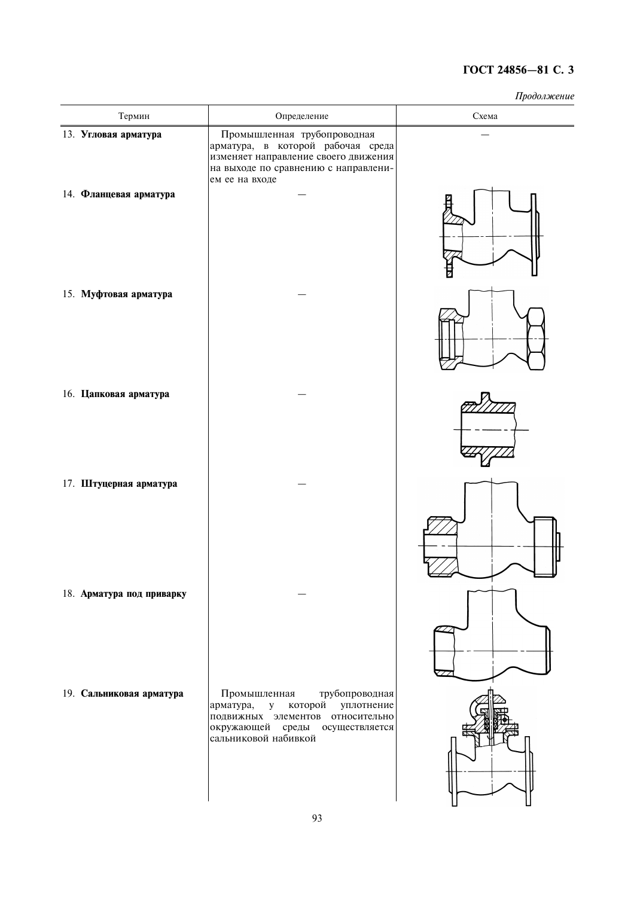*Продолжение*

| Термин | Определение | Схема |
|---|---|---|
| 13. **Угловая арматура** | Промышленная трубопроводная арматура, в которой рабочая среда изменяет направление своего движения на выходе по сравнению с направлением ее на входе | — |
| 14. **Фланцевая арматура** | — | |
| 15. **Муфтовая арматура** | — | |
| 16. **Цапковая арматура** | — | |
| 17. **Штуцерная арматура** | — | |
| 18. **Арматура под приварку** | — | |
| 19. **Сальниковая арматура** | Промышленная трубопроводная арматура, у которой уплотнение подвижных элементов относительно окружающей среды осуществляется сальниковой набивкой | |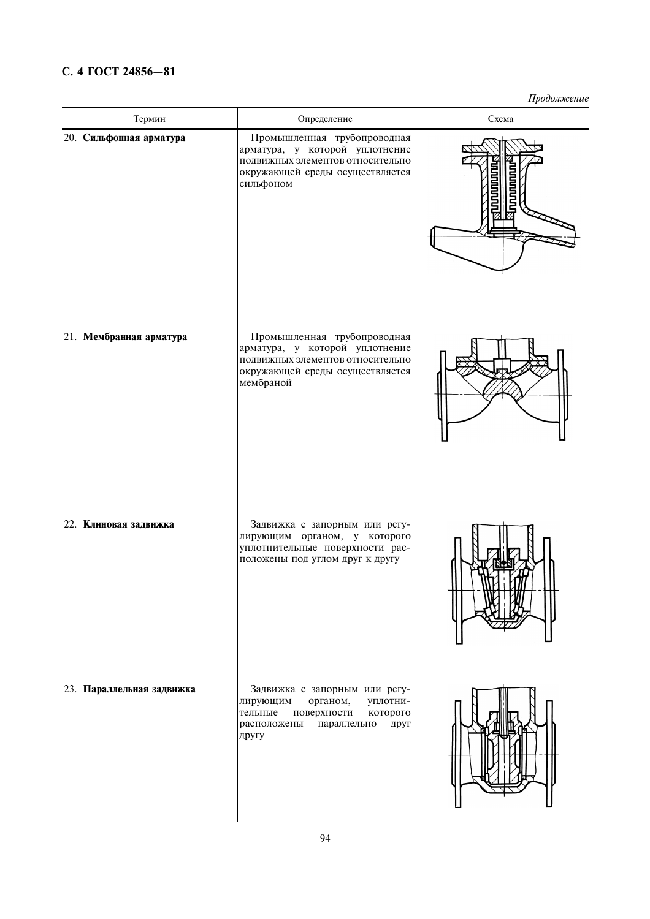*Продолжение*

| Термин | Определение | Схема |
|---|---|---|
| 20. **Сильфонная арматура** | Промышленная трубопроводная арматура, у которой уплотнение подвижных элементов относительно окружающей среды осуществляется сильфоном | |
| 21. **Мембранная арматура** | Промышленная трубопроводная арматура, у которой уплотнение подвижных элементов относительно окружающей среды осуществляется мембраной | |
| 22. **Клиновая задвижка** | Задвижка с запорным или регулирующим органом, у которого уплотнительные поверхности расположены под углом друг к другу | |
| 23. **Параллельная задвижка** | Задвижка с запорным или регулирующим органом, уплотнительные поверхности которого расположены параллельно друг другу | |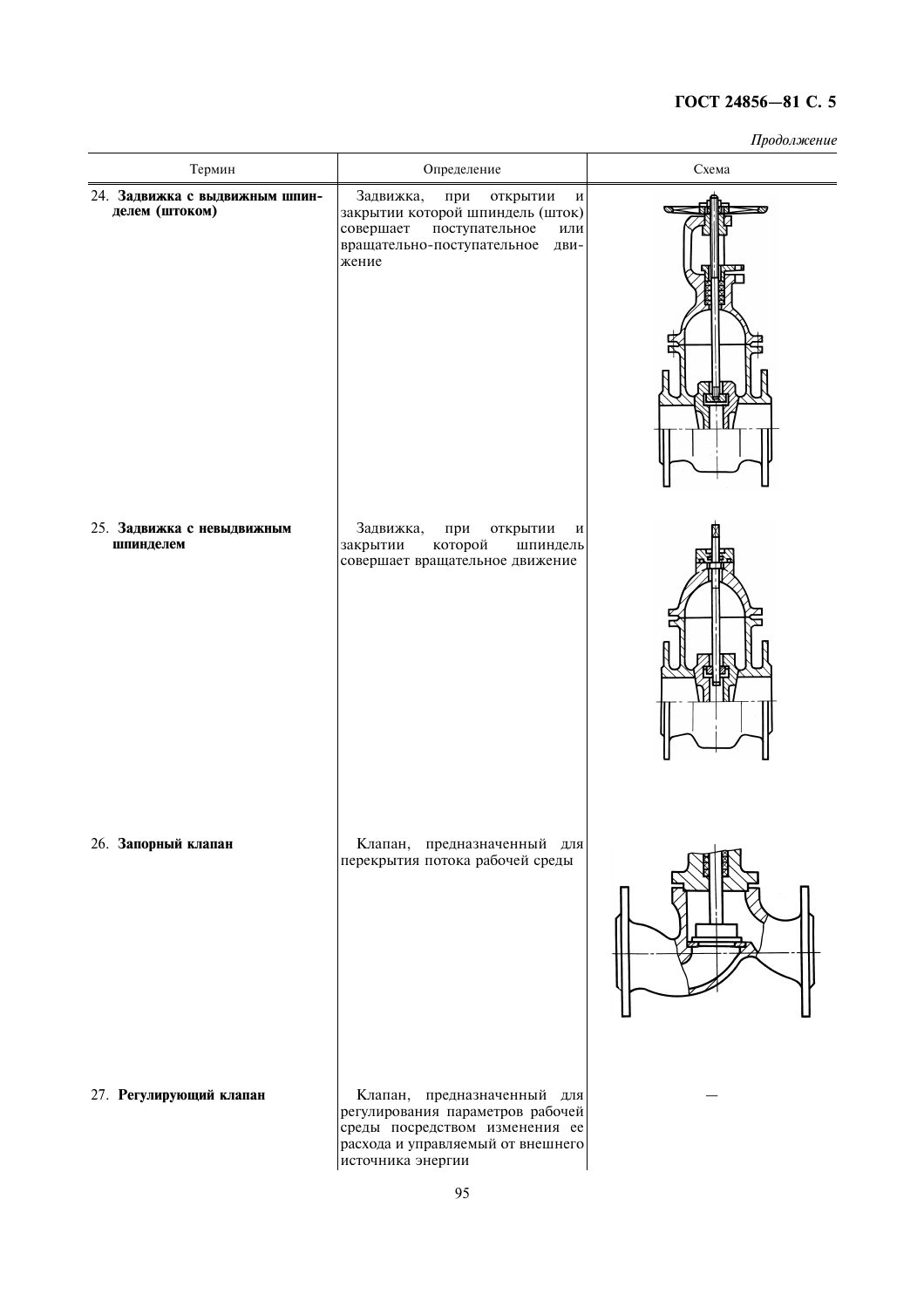*Продолжение*

| Термин | Определение | Схема |
|---|---|---|
| 24. **Задвижка с выдвижным шпинделем (штоком)** | Задвижка, при открытии и закрытии которой шпиндель (шток) совершает поступательное или вращательно-поступательное движение | |
| 25. **Задвижка с невыдвижным шпинделем** | Задвижка, при открытии и закрытии которой шпиндель совершает вращательное движение | |
| 26. **Запорный клапан** | Клапан, предназначенный для перекрытия потока рабочей среды | |
| 27. **Регулирующий клапан** | Клапан, предназначенный для регулирования параметров рабочей среды посредством изменения ее расхода и управляемый от внешнего источника энергии | — |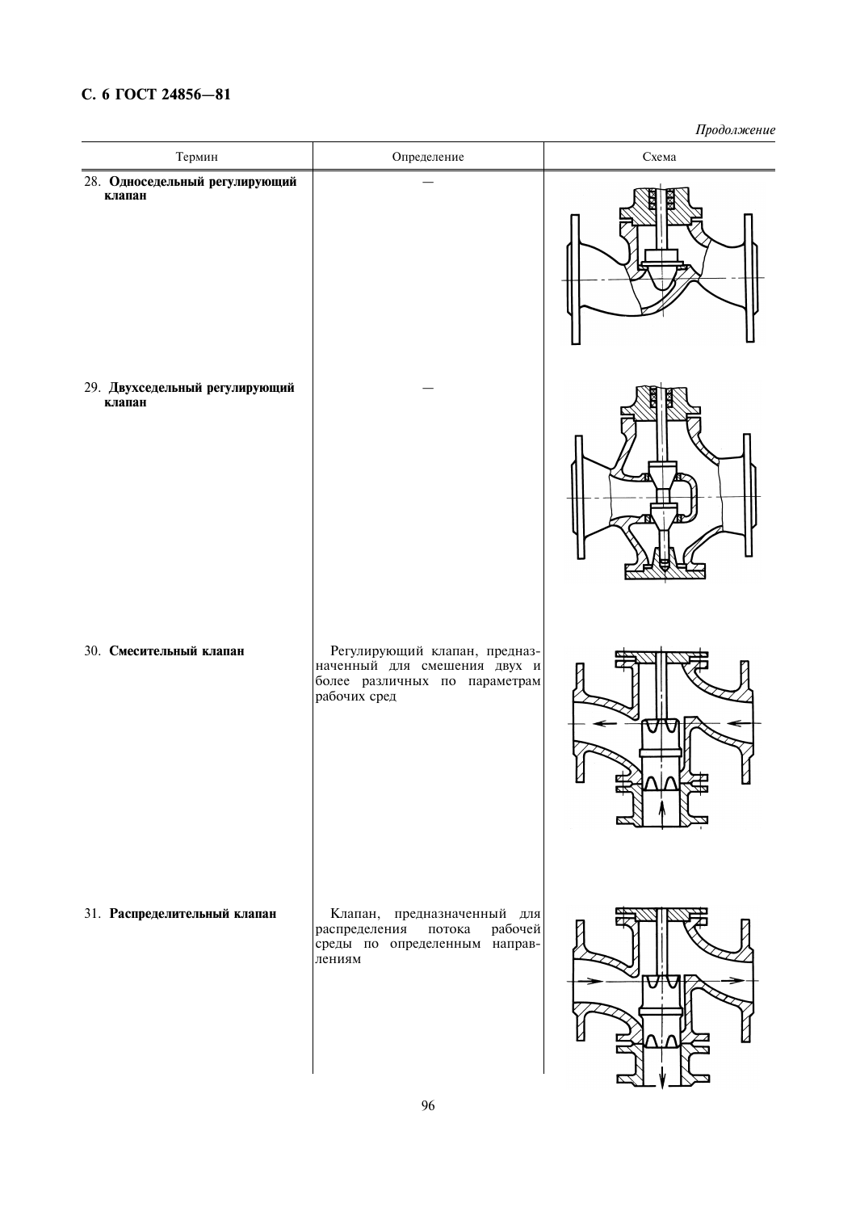*Продолжение*

| Термин | Определение | Схема |
|---|---|---|
| 28. **Односедельный регулирующий клапан** | — | |
| 29. **Двухседельный регулирующий клапан** | — | |
| 30. **Смесительный клапан** | Регулирующий клапан, предназначенный для смешения двух и более различных по параметрам рабочих сред | |
| 31. **Распределительный клапан** | Клапан, предназначенный для распределения потока рабочей среды по определенным направлениям | |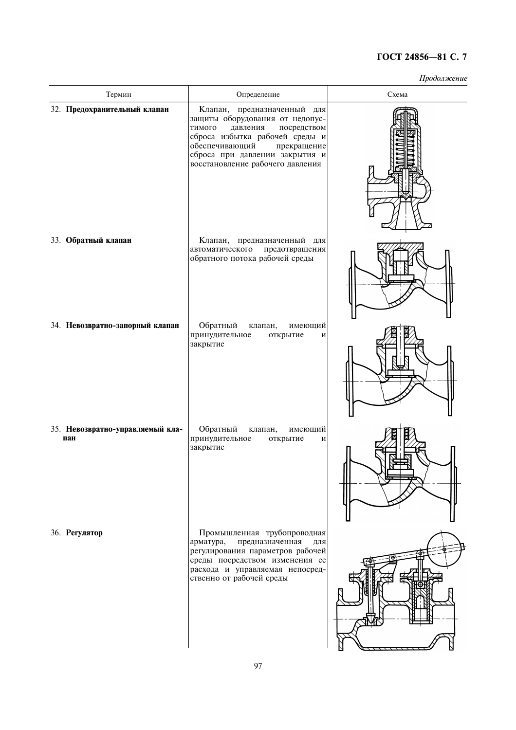*Продолжение*

| Термин | Определение | Схема |
|---|---|---|
| 32. **Предохранительный клапан** | Клапан, предназначенный для защиты оборудования от недопустимого давления посредством сброса избытка рабочей среды и обеспечивающий прекращение сброса при давлении закрытия и восстановление рабочего давления | |
| 33. **Обратный клапан** | Клапан, предназначенный для автоматического предотвращения обратного потока рабочей среды | |
| 34. **Невозвратно-запорный клапан** | Обратный клапан, имеющий принудительное открытие и закрытие | |
| 35. **Невозвратно-управляемый клапан** | Обратный клапан, имеющий принудительное открытие и закрытие | |
| 36. **Регулятор** | Промышленная трубопроводная арматура, предназначенная для регулирования параметров рабочей среды посредством изменения ее расхода и управляемая непосредственно от рабочей среды | |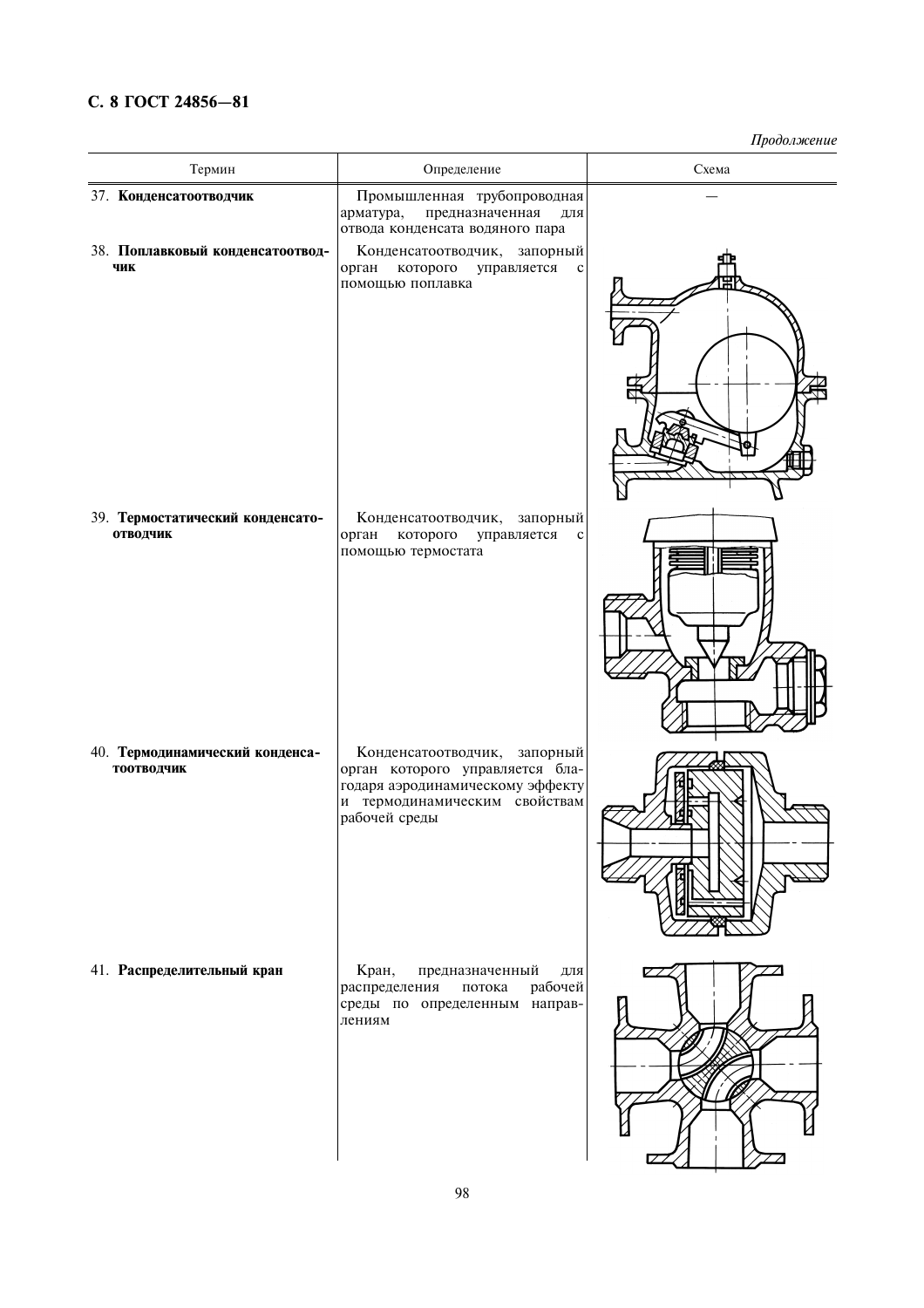*Продолжение*

| Термин | Определение | Схема |
|---|---|---|
| 37. **Конденсатоотводчик** | Промышленная трубопроводная арматура, предназначенная для отвода конденсата водяного пара | — |
| 38. **Поплавковый конденсатоотводчик** | Конденсатоотводчик, запорный орган которого управляется с помощью поплавка | |
| 39. **Термостатический конденсатоотводчик** | Конденсатоотводчик, запорный орган которого управляется с помощью термостата | |
| 40. **Термодинамический конденсатоотводчик** | Конденсатоотводчик, запорный орган которого управляется благодаря аэродинамическому эффекту и термодинамическим свойствам рабочей среды | |
| 41. **Распределительный кран** | Кран, предназначенный для распределения потока рабочей среды по определенным направлениям | |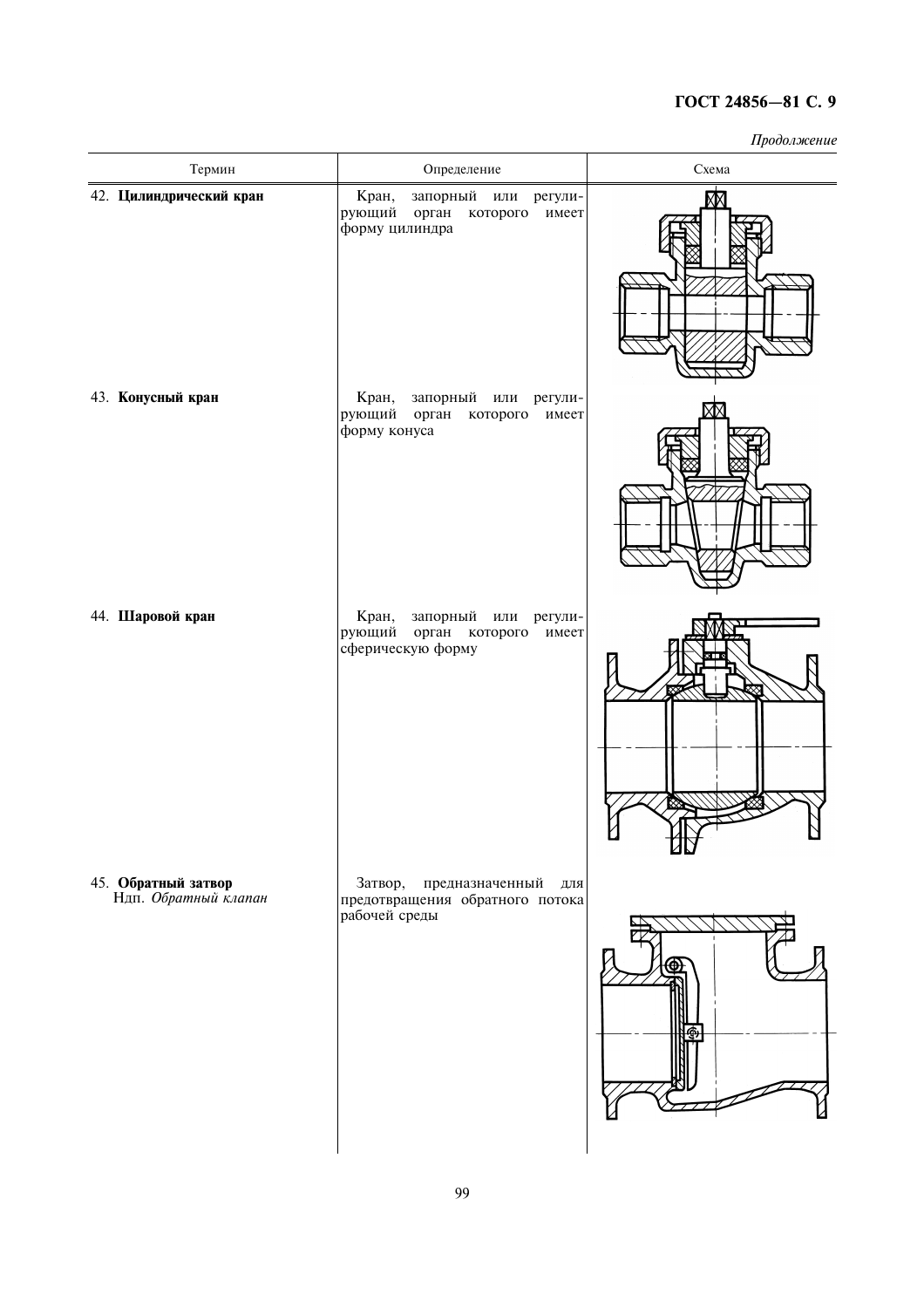*Продолжение*

| Термин | Определение | Схема |
|---|---|---|
| 42. **Цилиндрический кран** | Кран, запорный или регулирующий орган которого имеет форму цилиндра | |
| 43. **Конусный кран** | Кран, запорный или регулирующий орган которого имеет форму конуса | |
| 44. **Шаровой кран** | Кран, запорный или регулирующий орган которого имеет сферическую форму | |
| 45. **Обратный затвор** Ндп. *Обратный клапан* | Затвор, предназначенный для предотвращения обратного потока рабочей среды | |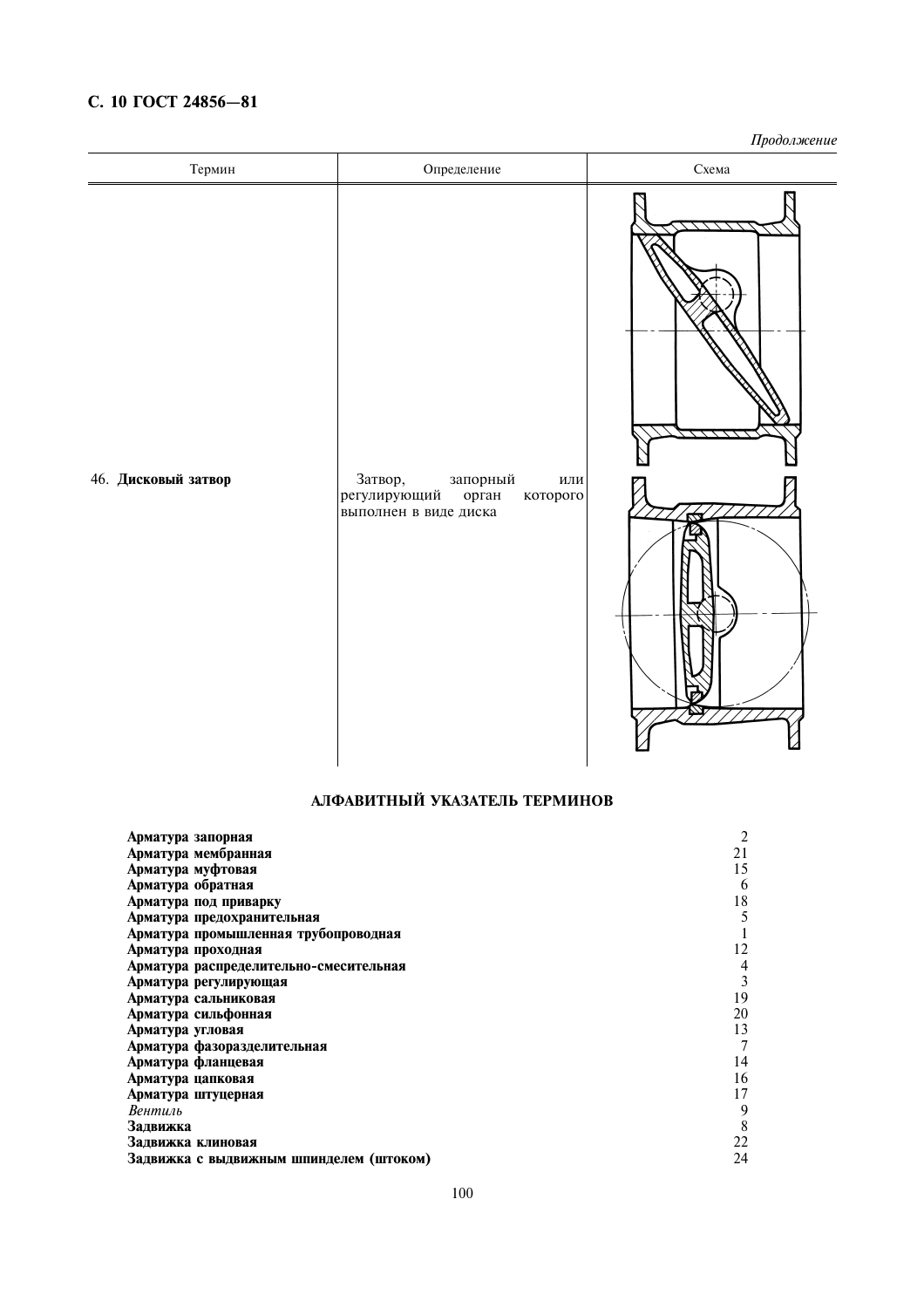*Продолжение*

| Термин | Определение | Схема |
|---|---|---|
| 46. **Дисковый затвор** | Затвор, запорный или регулирующий орган которого выполнен в виде диска | |

## АЛФАВИТНЫЙ УКАЗАТЕЛЬ ТЕРМИНОВ

| | |
|---|---|
| **Арматура запорная** | 2 |
| **Арматура мембранная** | 21 |
| **Арматура муфтовая** | 15 |
| **Арматура обратная** | 6 |
| **Арматура под приварку** | 18 |
| **Арматура предохранительная** | 5 |
| **Арматура промышленная трубопроводная** | 1 |
| **Арматура проходная** | 12 |
| **Арматура распределительно-смесительная** | 4 |
| **Арматура регулирующая** | 3 |
| **Арматура сальниковая** | 19 |
| **Арматура сильфонная** | 20 |
| **Арматура угловая** | 13 |
| **Арматура фазоразделительная** | 7 |
| **Арматура фланцевая** | 14 |
| **Арматура цапковая** | 16 |
| **Арматура штуцерная** | 17 |
| *Вентиль* | 9 |
| **Задвижка** | 8 |
| **Задвижка клиновая** | 22 |
| **Задвижка с выдвижным шпинделем (штоком)** | 24 |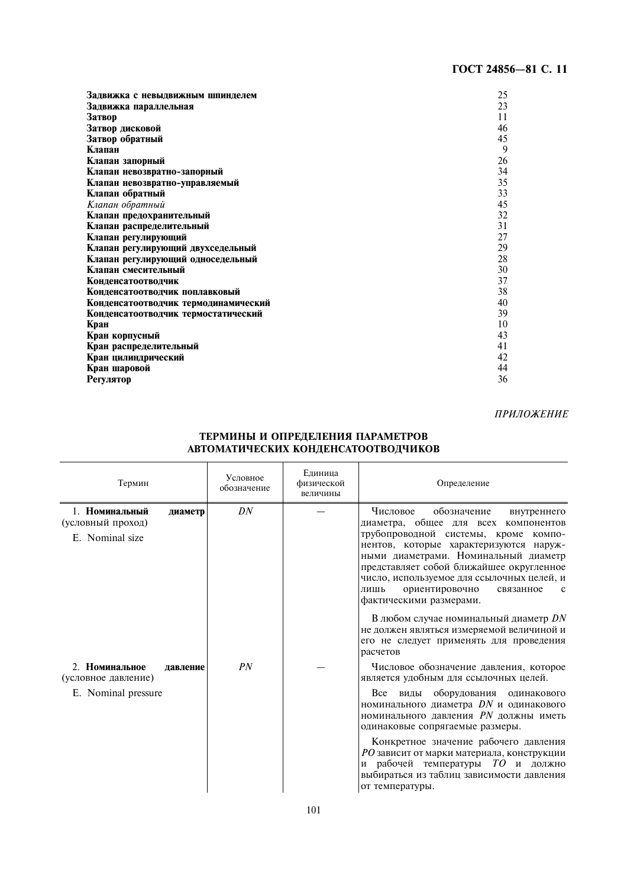| | |
|---|---|
| **Задвижка с невыдвижным шпинделем** | 25 |
| **Задвижка параллельная** | 23 |
| **Затвор** | 11 |
| **Затвор дисковой** | 46 |
| **Затвор обратный** | 45 |
| **Клапан** | 9 |
| **Клапан запорный** | 26 |
| **Клапан невозвратно-запорный** | 34 |
| **Клапан невозвратно-управляемый** | 35 |
| **Клапан обратный** | 33 |
| *Клапан обратный* | 45 |
| **Клапан предохранительный** | 32 |
| **Клапан распределительный** | 31 |
| **Клапан регулирующий** | 27 |
| **Клапан регулирующий двухседельный** | 29 |
| **Клапан регулирующий односедельный** | 28 |
| **Клапан смесительный** | 30 |
| **Конденсатоотводчик** | 37 |
| **Конденсатоотводчик поплавковый** | 38 |
| **Конденсатоотводчик термодинамический** | 40 |
| **Конденсатоотводчик термостатический** | 39 |
| **Кран** | 10 |
| **Кран корпусный** | 43 |
| **Кран распределительный** | 41 |
| **Кран цилиндрический** | 42 |
| **Кран шаровой** | 44 |
| **Регулятор** | 36 |

*ПРИЛОЖЕНИЕ*

## ТЕРМИНЫ И ОПРЕДЕЛЕНИЯ ПАРАМЕТРОВ АВТОМАТИЧЕСКИХ КОНДЕНСАТООТВОДЧИКОВ

| Термин | Условное обозначение | Единица физической величины | Определение |
|---|---|---|---|
| 1. **Номинальный диаметр** (условный проход)<br>E. Nominal size | *DN* | — | Числовое обозначение внутреннего диаметра, общее для всех компонентов трубопроводной системы, кроме компонентов, которые характеризуются наружными диаметрами. Номинальный диаметр представляет собой ближайшее округленное число, используемое для ссылочных целей, и лишь ориентировочно связанное с фактическими размерами.<br>В любом случае номинальный диаметр *DN* не должен являться измеряемой величиной и его не следует применять для проведения расчетов |
| 2. **Номинальное давление** (условное давление)<br>E. Nominal pressure | *PN* | — | Числовое обозначение давления, которое является удобным для ссылочных целей.<br>Все виды оборудования одинакового номинального диаметра *DN* и одинакового номинального давления *PN* должны иметь одинаковые сопрягаемые размеры.<br>Конкретное значение рабочего давления *PO* зависит от марки материала, конструкции и рабочей температуры *TO* и должно выбираться из таблиц зависимости давления от температуры. |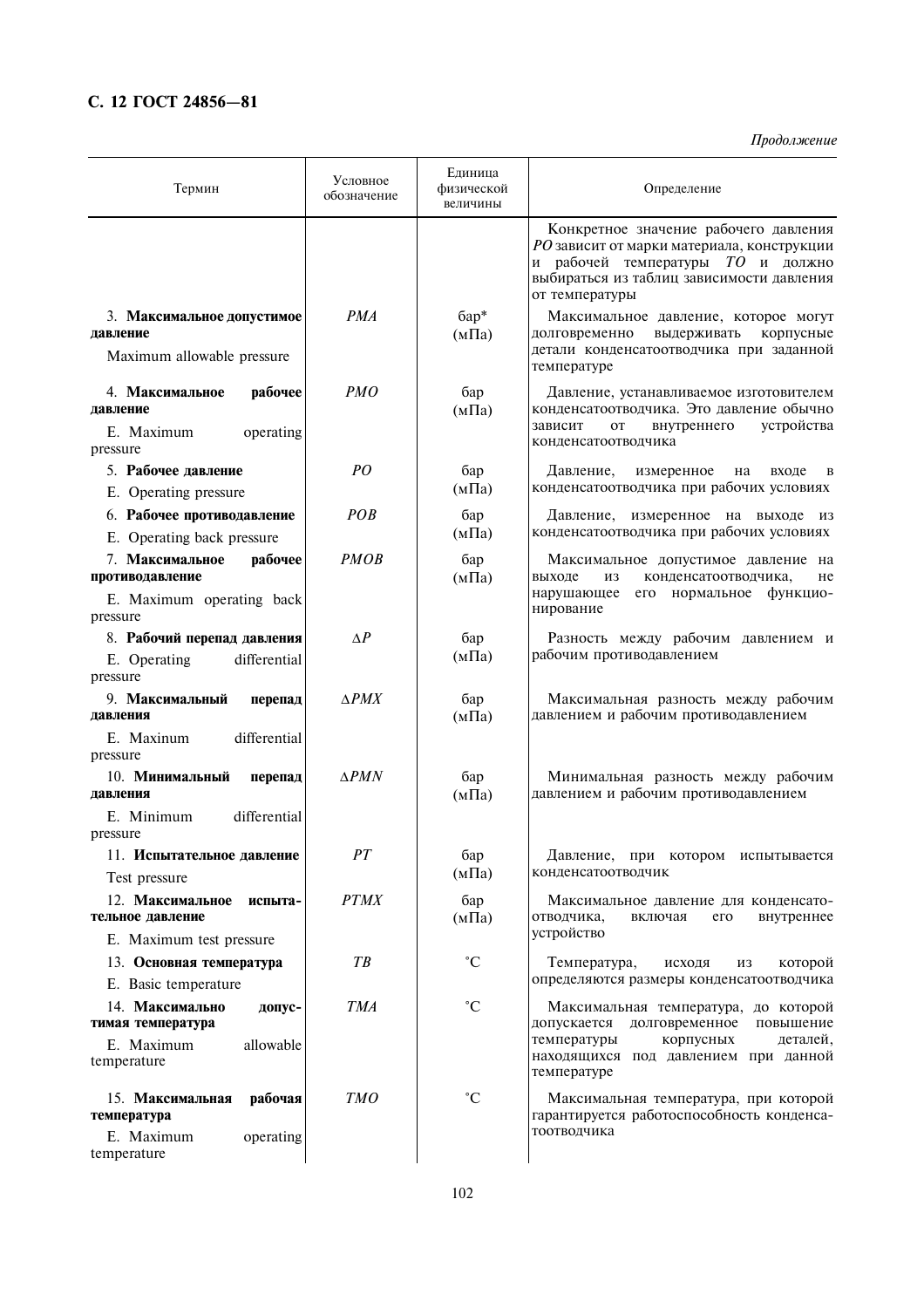*Продолжение*

| Термин | Условное обозначение | Единица физической величины | Определение |
|---|---|---|---|
| | | | Конкретное значение рабочего давления *PO* зависит от марки материала, конструкции и рабочей температуры *TO* и должно выбираться из таблиц зависимости давления от температуры |
| 3. **Максимальное допустимое давление** Maximum allowable pressure | *PMA* | бар* (мПа) | Максимальное давление, которое могут долговременно выдерживать корпусные детали конденсатоотводчика при заданной температуре |
| 4. **Максимальное рабочее давление** E. Maximum operating pressure | *PMO* | бар (мПа) | Давление, устанавливаемое изготовителем конденсатоотводчика. Это давление обычно зависит от внутреннего устройства конденсатоотводчика |
| 5. **Рабочее давление** E. Operating pressure | *PO* | бар (мПа) | Давление, измеренное на входе в конденсатоотводчика при рабочих условиях |
| 6. **Рабочее противодавление** E. Operating back pressure | *POB* | бар (мПа) | Давление, измеренное на выходе из конденсатоотводчика при рабочих условиях |
| 7. **Максимальное рабочее противодавление** E. Maximum operating back pressure | *PMOB* | бар (мПа) | Максимальное допустимое давление на выходе из конденсатоотводчика, не нарушающее его нормальное функционирование |
| 8. **Рабочий перепад давления** E. Operating differential pressure | $\Delta P$ | бар (мПа) | Разность между рабочим давлением и рабочим противодавлением |
| 9. **Максимальный перепад давления** E. Maxinum differential pressure | $\Delta PMX$ | бар (мПа) | Максимальная разность между рабочим давлением и рабочим противодавлением |
| 10. **Минимальный перепад давления** E. Minimum differential pressure | $\Delta PMN$ | бар (мПа) | Минимальная разность между рабочим давлением и рабочим противодавлением |
| 11. **Испытательное давление** Test pressure | *PT* | бар (мПа) | Давление, при котором испытывается конденсатоотводчик |
| 12. **Максимальное испытательное давление** E. Maximum test pressure | *PTMX* | бар (мПа) | Максимальное давление для конденсатоотводчика, включая его внутреннее устройство |
| 13. **Основная температура** E. Basic temperature | *TB* | °С | Температура, исходя из которой определяются размеры конденсатоотводчика |
| 14. **Максимально допустимая температура** E. Maximum allowable temperature | *TMA* | °С | Максимальная температура, до которой допускается долговременное повышение температуры корпусных деталей, находящихся под давлением при данной температуре |
| 15. **Максимальная рабочая температура** E. Maximum operating temperature | *TMO* | °С | Максимальная температура, при которой гарантируется работоспособность конденсатоотводчика |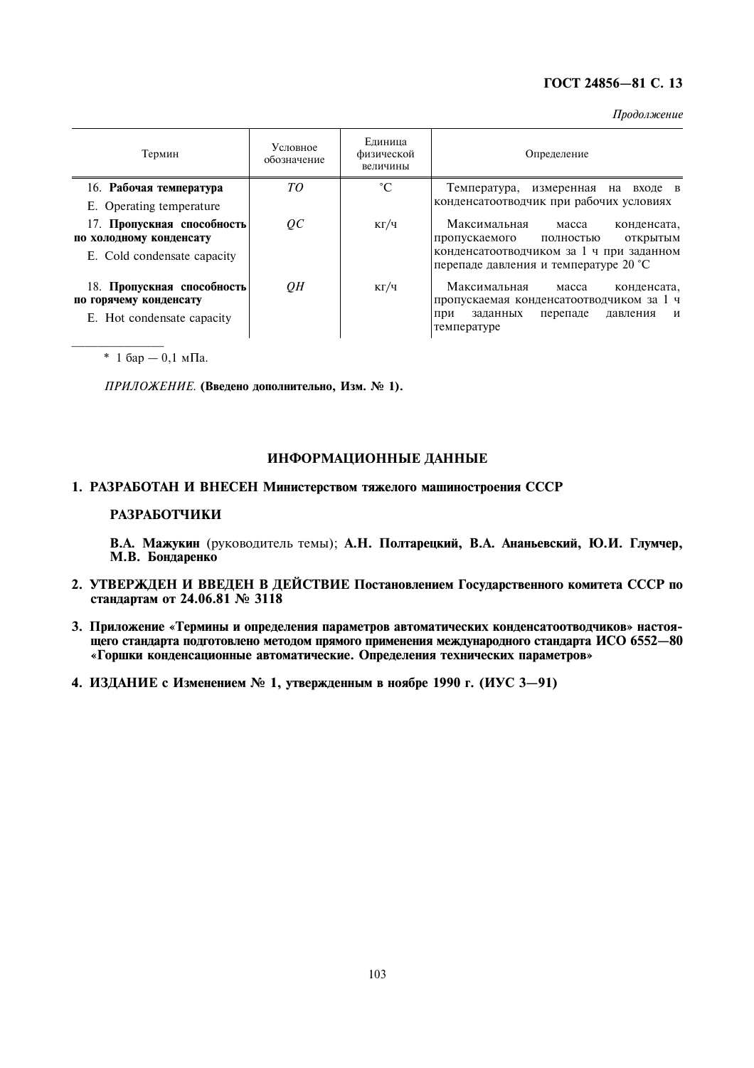*Продолжение*

| Термин | Условное обозначение | Единица физической величины | Определение |
|---|---|---|---|
| 16. **Рабочая температура**<br>E. Operating temperature | *TO* | °С | Температура, измеренная на входе в конденсатоотводчик при рабочих условиях |
| 17. **Пропускная способность по холодному конденсату**<br>E. Cold condensate capacity | *QC* | кг/ч | Максимальная масса конденсата, пропускаемого полностью открытым конденсатоотводчиком за 1 ч при заданном перепаде давления и температуре 20 °С |
| 18. **Пропускная способность по горячему конденсату**<br>E. Hot condensate capacity | *QH* | кг/ч | Максимальная масса конденсата, пропускаемая конденсатоотводчиком за 1 ч при заданных перепаде давления и температуре |

\* 1 бар — 0,1 мПа.

*ПРИЛОЖЕНИЕ.* **(Введено дополнительно, Изм. № 1).**

## ИНФОРМАЦИОННЫЕ ДАННЫЕ

**1. РАЗРАБОТАН И ВНЕСЕН Министерством тяжелого машиностроения СССР**

**РАЗРАБОТЧИКИ**

**В.А. Мажукин** (руководитель темы); **А.Н. Полтарецкий, В.А. Ананьевский, Ю.И. Глумчер, М.В. Бондаренко**

**2. УТВЕРЖДЕН И ВВЕДЕН В ДЕЙСТВИЕ Постановлением Государственного комитета СССР по стандартам от 24.06.81 № 3118**

**3. Приложение «Термины и определения параметров автоматических конденсатоотводчиков» настоящего стандарта подготовлено методом прямого применения международного стандарта ИСО 6552—80 «Горшки конденсационные автоматические. Определения технических параметров»**

**4. ИЗДАНИЕ с Изменением № 1, утвержденным в ноябре 1990 г. (ИУС 3—91)**